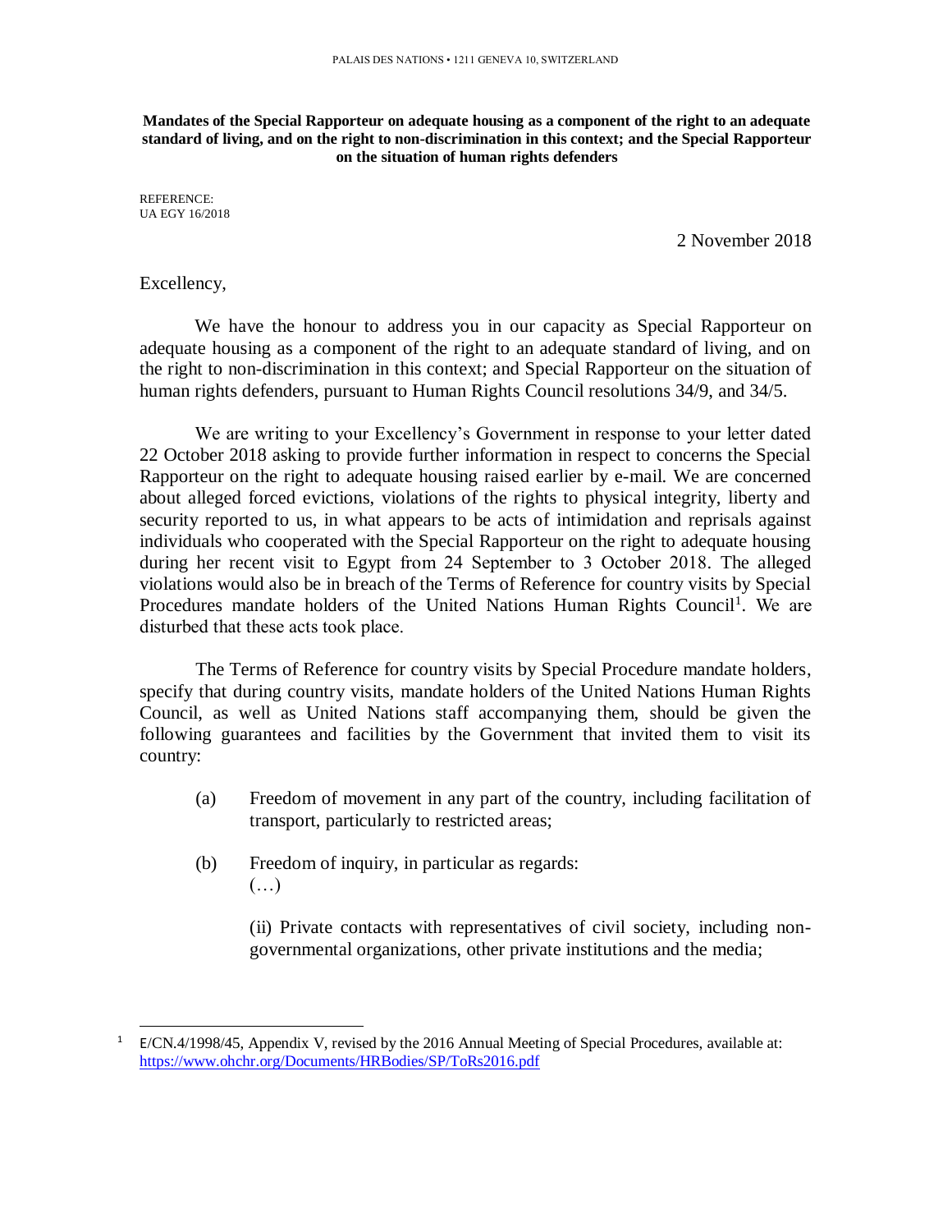PALAIS DES NATIONS • 1211 GENEVA 10, SWITZERLAND

**Mandates of the Special Rapporteur on adequate housing as a component of the right to an adequate standard of living, and on the right to non-discrimination in this context; and the Special Rapporteur on the situation of human rights defenders**

REFERENCE:
UA EGY 16/2018

2 November 2018

Excellency,

We have the honour to address you in our capacity as Special Rapporteur on adequate housing as a component of the right to an adequate standard of living, and on the right to non-discrimination in this context; and Special Rapporteur on the situation of human rights defenders, pursuant to Human Rights Council resolutions 34/9, and 34/5.

We are writing to your Excellency's Government in response to your letter dated 22 October 2018 asking to provide further information in respect to concerns the Special Rapporteur on the right to adequate housing raised earlier by e-mail. We are concerned about alleged forced evictions, violations of the rights to physical integrity, liberty and security reported to us, in what appears to be acts of intimidation and reprisals against individuals who cooperated with the Special Rapporteur on the right to adequate housing during her recent visit to Egypt from 24 September to 3 October 2018. The alleged violations would also be in breach of the Terms of Reference for country visits by Special Procedures mandate holders of the United Nations Human Rights Council[1]. We are disturbed that these acts took place.

The Terms of Reference for country visits by Special Procedure mandate holders, specify that during country visits, mandate holders of the United Nations Human Rights Council, as well as United Nations staff accompanying them, should be given the following guarantees and facilities by the Government that invited them to visit its country:

(a) Freedom of movement in any part of the country, including facilitation of transport, particularly to restricted areas;

(b) Freedom of inquiry, in particular as regards:
(…)

(ii) Private contacts with representatives of civil society, including non-governmental organizations, other private institutions and the media;

---

[1] E/CN.4/1998/45, Appendix V, revised by the 2016 Annual Meeting of Special Procedures, available at: https://www.ohchr.org/Documents/HRBodies/SP/ToRs2016.pdf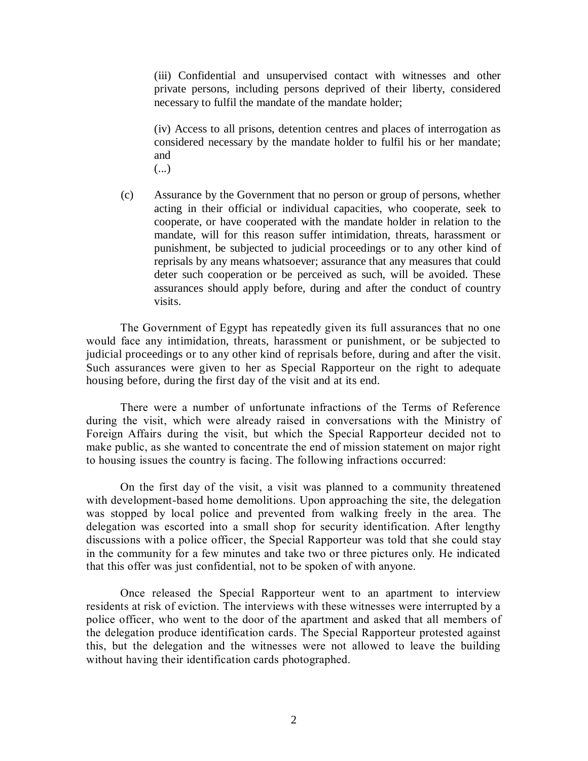(iii) Confidential and unsupervised contact with witnesses and other private persons, including persons deprived of their liberty, considered necessary to fulfil the mandate of the mandate holder;

(iv) Access to all prisons, detention centres and places of interrogation as considered necessary by the mandate holder to fulfil his or her mandate; and

(...)

(c) Assurance by the Government that no person or group of persons, whether acting in their official or individual capacities, who cooperate, seek to cooperate, or have cooperated with the mandate holder in relation to the mandate, will for this reason suffer intimidation, threats, harassment or punishment, be subjected to judicial proceedings or to any other kind of reprisals by any means whatsoever; assurance that any measures that could deter such cooperation or be perceived as such, will be avoided. These assurances should apply before, during and after the conduct of country visits.

The Government of Egypt has repeatedly given its full assurances that no one would face any intimidation, threats, harassment or punishment, or be subjected to judicial proceedings or to any other kind of reprisals before, during and after the visit. Such assurances were given to her as Special Rapporteur on the right to adequate housing before, during the first day of the visit and at its end.

There were a number of unfortunate infractions of the Terms of Reference during the visit, which were already raised in conversations with the Ministry of Foreign Affairs during the visit, but which the Special Rapporteur decided not to make public, as she wanted to concentrate the end of mission statement on major right to housing issues the country is facing. The following infractions occurred:

On the first day of the visit, a visit was planned to a community threatened with development-based home demolitions. Upon approaching the site, the delegation was stopped by local police and prevented from walking freely in the area. The delegation was escorted into a small shop for security identification. After lengthy discussions with a police officer, the Special Rapporteur was told that she could stay in the community for a few minutes and take two or three pictures only. He indicated that this offer was just confidential, not to be spoken of with anyone.

Once released the Special Rapporteur went to an apartment to interview residents at risk of eviction. The interviews with these witnesses were interrupted by a police officer, who went to the door of the apartment and asked that all members of the delegation produce identification cards. The Special Rapporteur protested against this, but the delegation and the witnesses were not allowed to leave the building without having their identification cards photographed.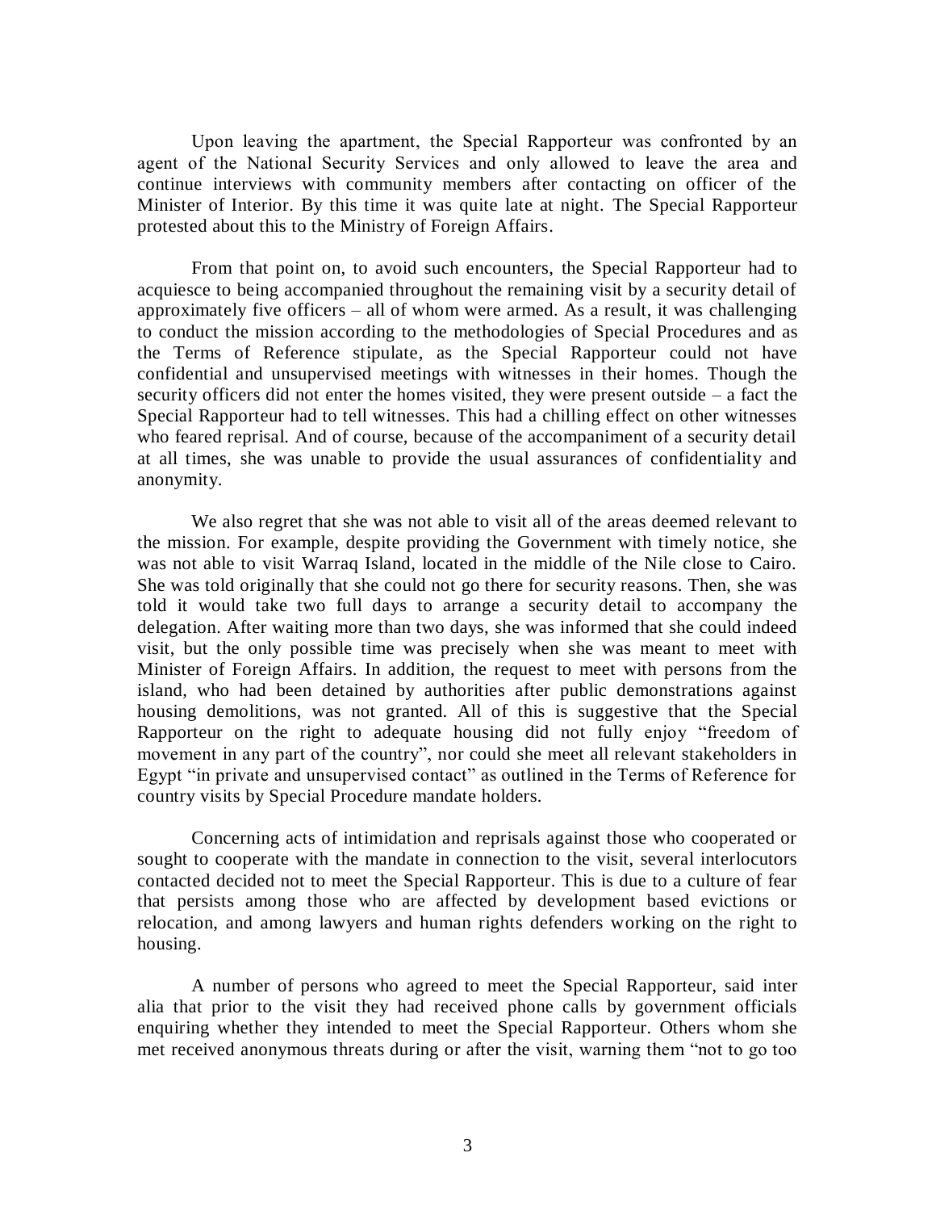Upon leaving the apartment, the Special Rapporteur was confronted by an agent of the National Security Services and only allowed to leave the area and continue interviews with community members after contacting on officer of the Minister of Interior. By this time it was quite late at night. The Special Rapporteur protested about this to the Ministry of Foreign Affairs.

From that point on, to avoid such encounters, the Special Rapporteur had to acquiesce to being accompanied throughout the remaining visit by a security detail of approximately five officers – all of whom were armed. As a result, it was challenging to conduct the mission according to the methodologies of Special Procedures and as the Terms of Reference stipulate, as the Special Rapporteur could not have confidential and unsupervised meetings with witnesses in their homes. Though the security officers did not enter the homes visited, they were present outside – a fact the Special Rapporteur had to tell witnesses. This had a chilling effect on other witnesses who feared reprisal. And of course, because of the accompaniment of a security detail at all times, she was unable to provide the usual assurances of confidentiality and anonymity.

We also regret that she was not able to visit all of the areas deemed relevant to the mission. For example, despite providing the Government with timely notice, she was not able to visit Warraq Island, located in the middle of the Nile close to Cairo. She was told originally that she could not go there for security reasons. Then, she was told it would take two full days to arrange a security detail to accompany the delegation. After waiting more than two days, she was informed that she could indeed visit, but the only possible time was precisely when she was meant to meet with Minister of Foreign Affairs. In addition, the request to meet with persons from the island, who had been detained by authorities after public demonstrations against housing demolitions, was not granted. All of this is suggestive that the Special Rapporteur on the right to adequate housing did not fully enjoy "freedom of movement in any part of the country", nor could she meet all relevant stakeholders in Egypt "in private and unsupervised contact" as outlined in the Terms of Reference for country visits by Special Procedure mandate holders.

Concerning acts of intimidation and reprisals against those who cooperated or sought to cooperate with the mandate in connection to the visit, several interlocutors contacted decided not to meet the Special Rapporteur. This is due to a culture of fear that persists among those who are affected by development based evictions or relocation, and among lawyers and human rights defenders working on the right to housing.

A number of persons who agreed to meet the Special Rapporteur, said inter alia that prior to the visit they had received phone calls by government officials enquiring whether they intended to meet the Special Rapporteur. Others whom she met received anonymous threats during or after the visit, warning them "not to go too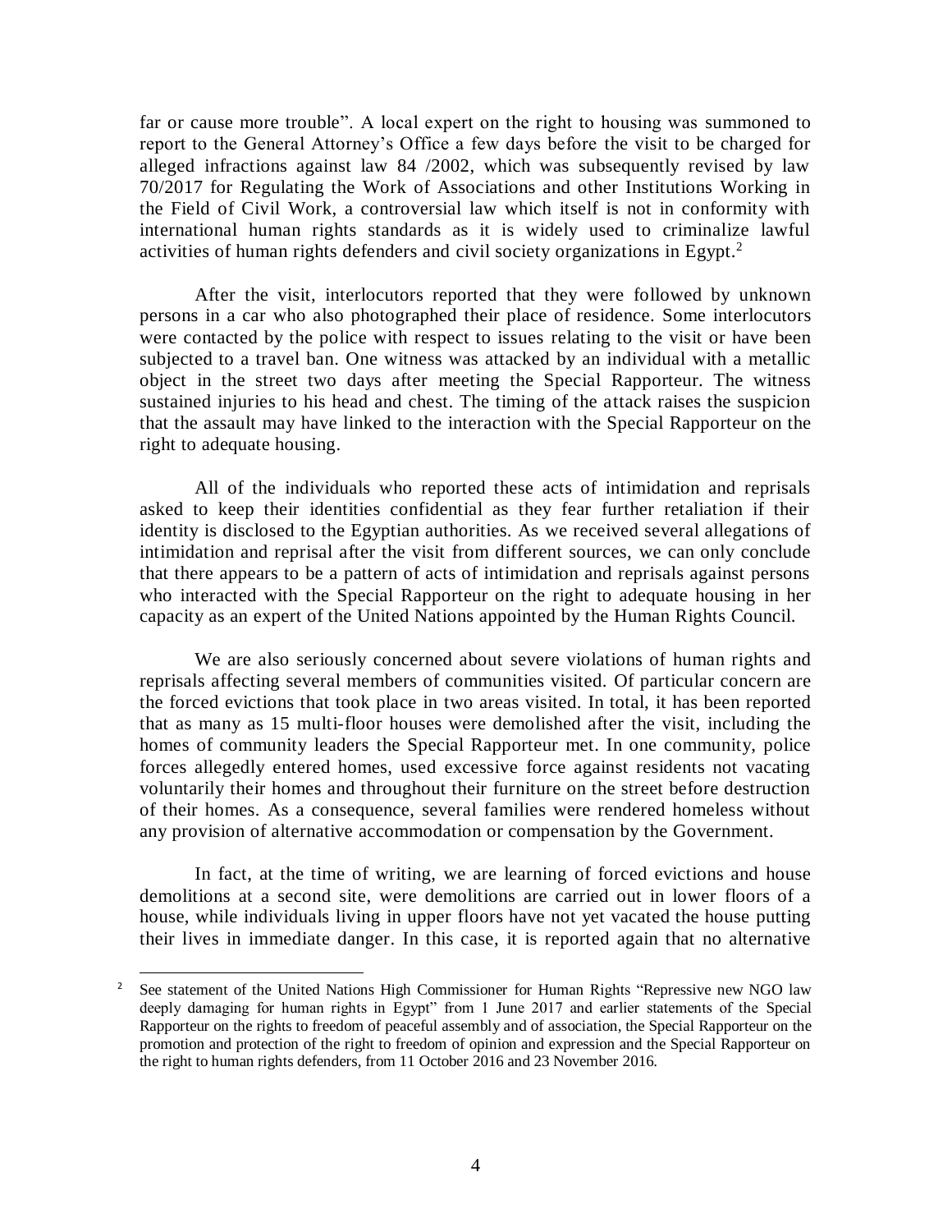far or cause more trouble". A local expert on the right to housing was summoned to report to the General Attorney's Office a few days before the visit to be charged for alleged infractions against law 84 /2002, which was subsequently revised by law 70/2017 for Regulating the Work of Associations and other Institutions Working in the Field of Civil Work, a controversial law which itself is not in conformity with international human rights standards as it is widely used to criminalize lawful activities of human rights defenders and civil society organizations in Egypt.[2]

After the visit, interlocutors reported that they were followed by unknown persons in a car who also photographed their place of residence. Some interlocutors were contacted by the police with respect to issues relating to the visit or have been subjected to a travel ban. One witness was attacked by an individual with a metallic object in the street two days after meeting the Special Rapporteur. The witness sustained injuries to his head and chest. The timing of the attack raises the suspicion that the assault may have linked to the interaction with the Special Rapporteur on the right to adequate housing.

All of the individuals who reported these acts of intimidation and reprisals asked to keep their identities confidential as they fear further retaliation if their identity is disclosed to the Egyptian authorities. As we received several allegations of intimidation and reprisal after the visit from different sources, we can only conclude that there appears to be a pattern of acts of intimidation and reprisals against persons who interacted with the Special Rapporteur on the right to adequate housing in her capacity as an expert of the United Nations appointed by the Human Rights Council.

We are also seriously concerned about severe violations of human rights and reprisals affecting several members of communities visited. Of particular concern are the forced evictions that took place in two areas visited. In total, it has been reported that as many as 15 multi-floor houses were demolished after the visit, including the homes of community leaders the Special Rapporteur met. In one community, police forces allegedly entered homes, used excessive force against residents not vacating voluntarily their homes and throughout their furniture on the street before destruction of their homes. As a consequence, several families were rendered homeless without any provision of alternative accommodation or compensation by the Government.

In fact, at the time of writing, we are learning of forced evictions and house demolitions at a second site, were demolitions are carried out in lower floors of a house, while individuals living in upper floors have not yet vacated the house putting their lives in immediate danger. In this case, it is reported again that no alternative

---

[2] See statement of the United Nations High Commissioner for Human Rights "Repressive new NGO law deeply damaging for human rights in Egypt" from 1 June 2017 and earlier statements of the Special Rapporteur on the rights to freedom of peaceful assembly and of association, the Special Rapporteur on the promotion and protection of the right to freedom of opinion and expression and the Special Rapporteur on the right to human rights defenders, from 11 October 2016 and 23 November 2016.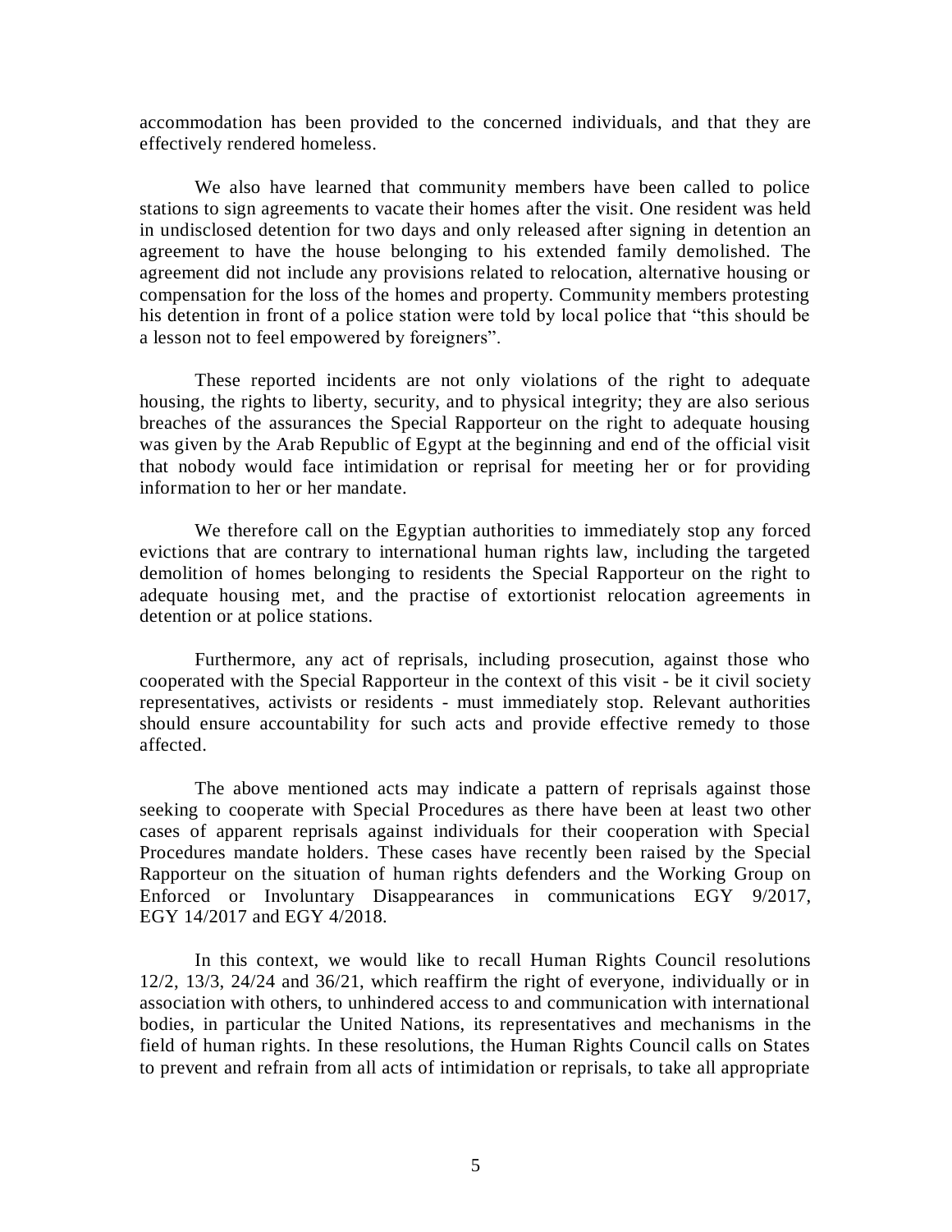accommodation has been provided to the concerned individuals, and that they are effectively rendered homeless.

We also have learned that community members have been called to police stations to sign agreements to vacate their homes after the visit. One resident was held in undisclosed detention for two days and only released after signing in detention an agreement to have the house belonging to his extended family demolished. The agreement did not include any provisions related to relocation, alternative housing or compensation for the loss of the homes and property. Community members protesting his detention in front of a police station were told by local police that "this should be a lesson not to feel empowered by foreigners".

These reported incidents are not only violations of the right to adequate housing, the rights to liberty, security, and to physical integrity; they are also serious breaches of the assurances the Special Rapporteur on the right to adequate housing was given by the Arab Republic of Egypt at the beginning and end of the official visit that nobody would face intimidation or reprisal for meeting her or for providing information to her or her mandate.

We therefore call on the Egyptian authorities to immediately stop any forced evictions that are contrary to international human rights law, including the targeted demolition of homes belonging to residents the Special Rapporteur on the right to adequate housing met, and the practise of extortionist relocation agreements in detention or at police stations.

Furthermore, any act of reprisals, including prosecution, against those who cooperated with the Special Rapporteur in the context of this visit - be it civil society representatives, activists or residents - must immediately stop. Relevant authorities should ensure accountability for such acts and provide effective remedy to those affected.

The above mentioned acts may indicate a pattern of reprisals against those seeking to cooperate with Special Procedures as there have been at least two other cases of apparent reprisals against individuals for their cooperation with Special Procedures mandate holders. These cases have recently been raised by the Special Rapporteur on the situation of human rights defenders and the Working Group on Enforced or Involuntary Disappearances in communications EGY 9/2017, EGY 14/2017 and EGY 4/2018.

In this context, we would like to recall Human Rights Council resolutions 12/2, 13/3, 24/24 and 36/21, which reaffirm the right of everyone, individually or in association with others, to unhindered access to and communication with international bodies, in particular the United Nations, its representatives and mechanisms in the field of human rights. In these resolutions, the Human Rights Council calls on States to prevent and refrain from all acts of intimidation or reprisals, to take all appropriate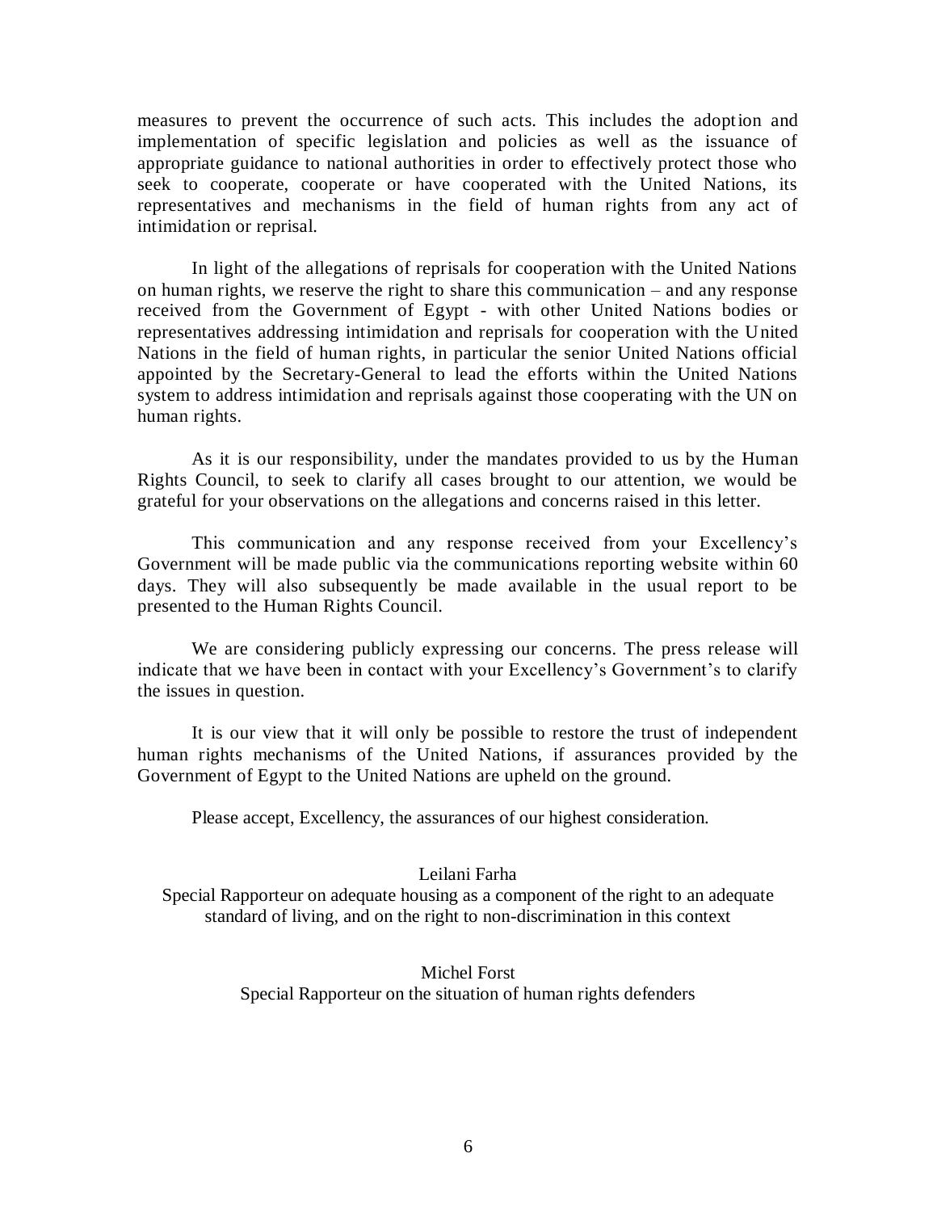measures to prevent the occurrence of such acts. This includes the adoption and implementation of specific legislation and policies as well as the issuance of appropriate guidance to national authorities in order to effectively protect those who seek to cooperate, cooperate or have cooperated with the United Nations, its representatives and mechanisms in the field of human rights from any act of intimidation or reprisal.

In light of the allegations of reprisals for cooperation with the United Nations on human rights, we reserve the right to share this communication – and any response received from the Government of Egypt - with other United Nations bodies or representatives addressing intimidation and reprisals for cooperation with the United Nations in the field of human rights, in particular the senior United Nations official appointed by the Secretary-General to lead the efforts within the United Nations system to address intimidation and reprisals against those cooperating with the UN on human rights.

As it is our responsibility, under the mandates provided to us by the Human Rights Council, to seek to clarify all cases brought to our attention, we would be grateful for your observations on the allegations and concerns raised in this letter.

This communication and any response received from your Excellency's Government will be made public via the communications reporting website within 60 days. They will also subsequently be made available in the usual report to be presented to the Human Rights Council.

We are considering publicly expressing our concerns. The press release will indicate that we have been in contact with your Excellency's Government's to clarify the issues in question.

It is our view that it will only be possible to restore the trust of independent human rights mechanisms of the United Nations, if assurances provided by the Government of Egypt to the United Nations are upheld on the ground.

Please accept, Excellency, the assurances of our highest consideration.

Leilani Farha
Special Rapporteur on adequate housing as a component of the right to an adequate standard of living, and on the right to non-discrimination in this context

Michel Forst
Special Rapporteur on the situation of human rights defenders